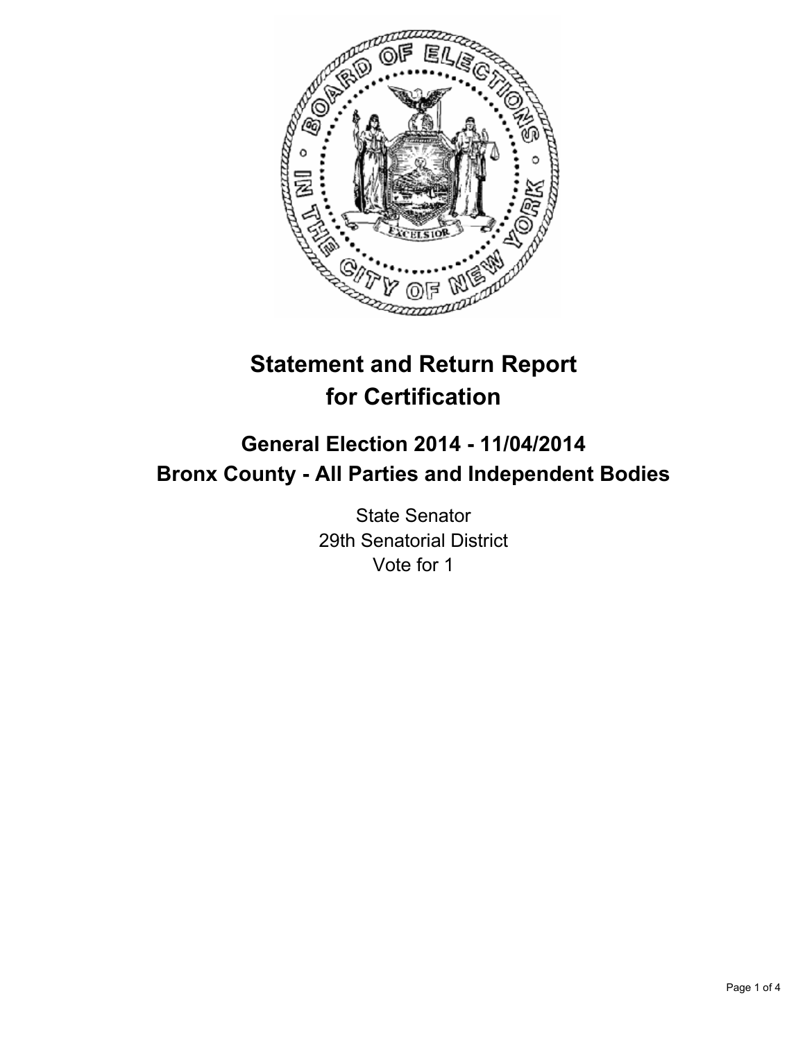# Statement and Return Report for Certification

## General Election 2014 - 11/04/2014
## Bronx County - All Parties and Independent Bodies

State Senator
29th Senatorial District
Vote for 1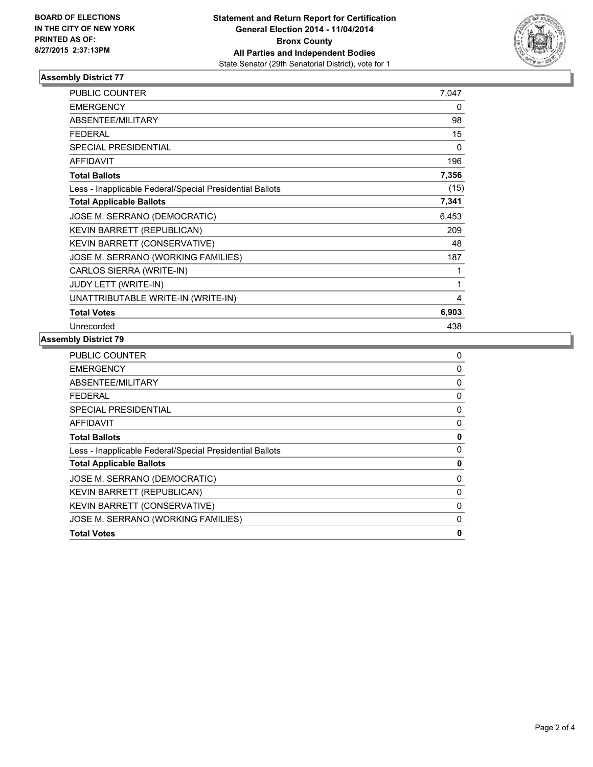**BOARD OF ELECTIONS IN THE CITY OF NEW YORK PRINTED AS OF: 8/27/2015 2:37:13PM**

**Statement and Return Report for Certification**
**General Election 2014 - 11/04/2014**
**Bronx County**
**All Parties and Independent Bodies**
State Senator (29th Senatorial District), vote for 1

### Assembly District 77

| | |
|---|---|
| PUBLIC COUNTER | 7,047 |
| EMERGENCY | 0 |
| ABSENTEE/MILITARY | 98 |
| FEDERAL | 15 |
| SPECIAL PRESIDENTIAL | 0 |
| AFFIDAVIT | 196 |
| **Total Ballots** | **7,356** |
| Less - Inapplicable Federal/Special Presidential Ballots | (15) |
| **Total Applicable Ballots** | **7,341** |
| JOSE M. SERRANO (DEMOCRATIC) | 6,453 |
| KEVIN BARRETT (REPUBLICAN) | 209 |
| KEVIN BARRETT (CONSERVATIVE) | 48 |
| JOSE M. SERRANO (WORKING FAMILIES) | 187 |
| CARLOS SIERRA (WRITE-IN) | 1 |
| JUDY LETT (WRITE-IN) | 1 |
| UNATTRIBUTABLE WRITE-IN (WRITE-IN) | 4 |
| **Total Votes** | **6,903** |
| Unrecorded | 438 |

### Assembly District 79

| | |
|---|---|
| PUBLIC COUNTER | 0 |
| EMERGENCY | 0 |
| ABSENTEE/MILITARY | 0 |
| FEDERAL | 0 |
| SPECIAL PRESIDENTIAL | 0 |
| AFFIDAVIT | 0 |
| **Total Ballots** | **0** |
| Less - Inapplicable Federal/Special Presidential Ballots | 0 |
| **Total Applicable Ballots** | **0** |
| JOSE M. SERRANO (DEMOCRATIC) | 0 |
| KEVIN BARRETT (REPUBLICAN) | 0 |
| KEVIN BARRETT (CONSERVATIVE) | 0 |
| JOSE M. SERRANO (WORKING FAMILIES) | 0 |
| **Total Votes** | **0** |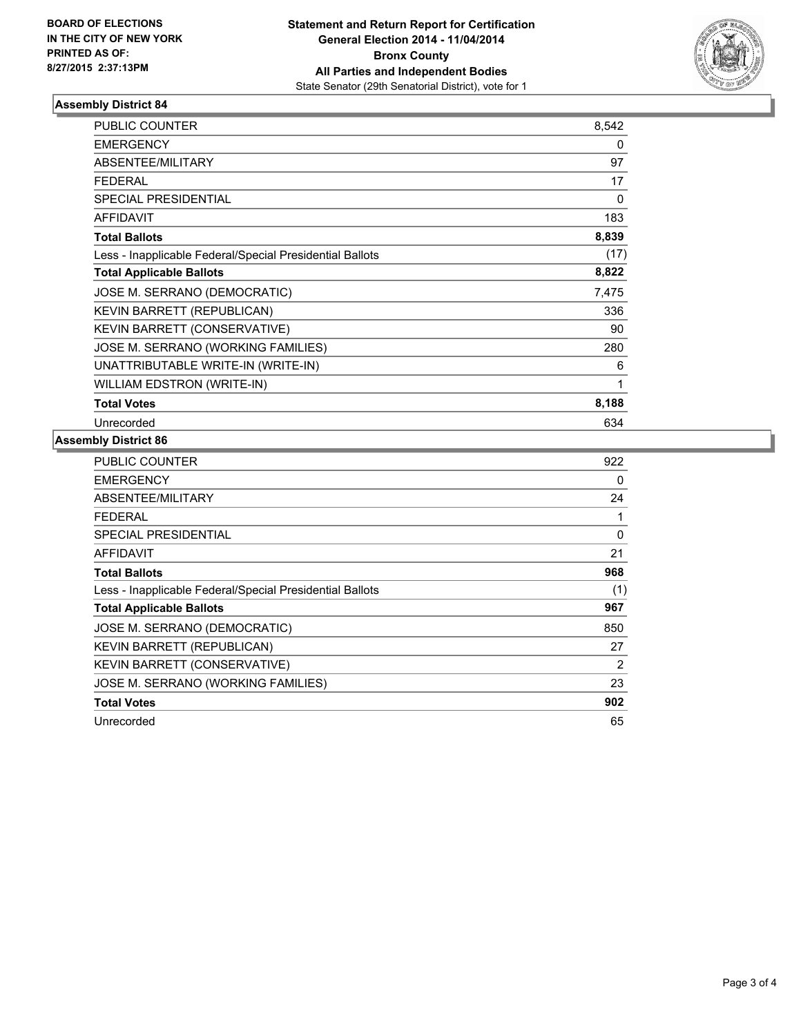**BOARD OF ELECTIONS IN THE CITY OF NEW YORK PRINTED AS OF: 8/27/2015 2:37:13PM**

**Statement and Return Report for Certification**
**General Election 2014 - 11/04/2014**
**Bronx County**
**All Parties and Independent Bodies**
State Senator (29th Senatorial District), vote for 1

### Assembly District 84

| | |
|---|---|
| PUBLIC COUNTER | 8,542 |
| EMERGENCY | 0 |
| ABSENTEE/MILITARY | 97 |
| FEDERAL | 17 |
| SPECIAL PRESIDENTIAL | 0 |
| AFFIDAVIT | 183 |
| **Total Ballots** | **8,839** |
| Less - Inapplicable Federal/Special Presidential Ballots | (17) |
| **Total Applicable Ballots** | **8,822** |
| JOSE M. SERRANO (DEMOCRATIC) | 7,475 |
| KEVIN BARRETT (REPUBLICAN) | 336 |
| KEVIN BARRETT (CONSERVATIVE) | 90 |
| JOSE M. SERRANO (WORKING FAMILIES) | 280 |
| UNATTRIBUTABLE WRITE-IN (WRITE-IN) | 6 |
| WILLIAM EDSTRON (WRITE-IN) | 1 |
| **Total Votes** | **8,188** |
| Unrecorded | 634 |

### Assembly District 86

| | |
|---|---|
| PUBLIC COUNTER | 922 |
| EMERGENCY | 0 |
| ABSENTEE/MILITARY | 24 |
| FEDERAL | 1 |
| SPECIAL PRESIDENTIAL | 0 |
| AFFIDAVIT | 21 |
| **Total Ballots** | **968** |
| Less - Inapplicable Federal/Special Presidential Ballots | (1) |
| **Total Applicable Ballots** | **967** |
| JOSE M. SERRANO (DEMOCRATIC) | 850 |
| KEVIN BARRETT (REPUBLICAN) | 27 |
| KEVIN BARRETT (CONSERVATIVE) | 2 |
| JOSE M. SERRANO (WORKING FAMILIES) | 23 |
| **Total Votes** | **902** |
| Unrecorded | 65 |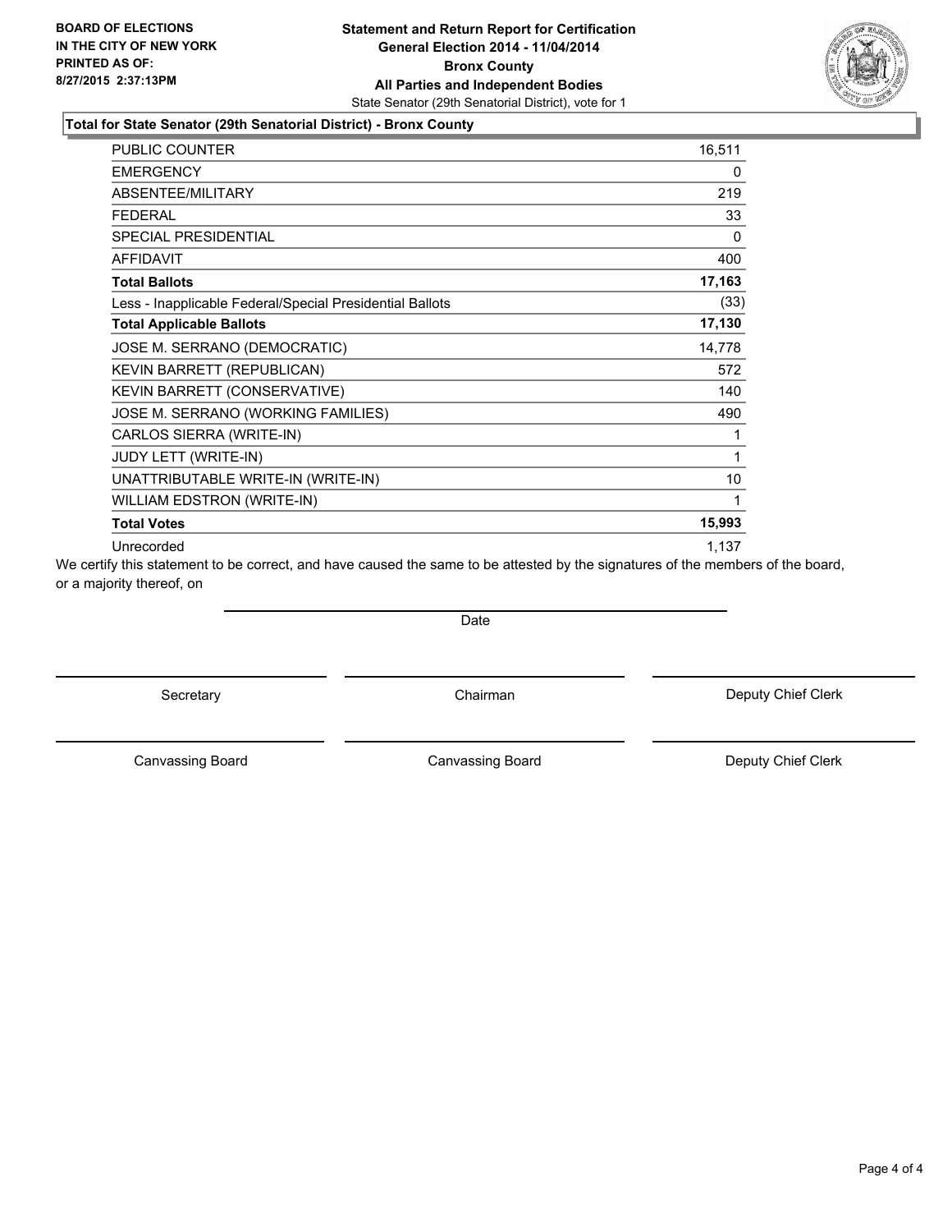**BOARD OF ELECTIONS IN THE CITY OF NEW YORK PRINTED AS OF: 8/27/2015 2:37:13PM**

**Statement and Return Report for Certification General Election 2014 - 11/04/2014 Bronx County All Parties and Independent Bodies**

State Senator (29th Senatorial District), vote for 1

### Total for State Senator (29th Senatorial District) - Bronx County

| | |
|---|---|
| PUBLIC COUNTER | 16,511 |
| EMERGENCY | 0 |
| ABSENTEE/MILITARY | 219 |
| FEDERAL | 33 |
| SPECIAL PRESIDENTIAL | 0 |
| AFFIDAVIT | 400 |
| **Total Ballots** | **17,163** |
| Less - Inapplicable Federal/Special Presidential Ballots | (33) |
| **Total Applicable Ballots** | **17,130** |
| JOSE M. SERRANO (DEMOCRATIC) | 14,778 |
| KEVIN BARRETT (REPUBLICAN) | 572 |
| KEVIN BARRETT (CONSERVATIVE) | 140 |
| JOSE M. SERRANO (WORKING FAMILIES) | 490 |
| CARLOS SIERRA (WRITE-IN) | 1 |
| JUDY LETT (WRITE-IN) | 1 |
| UNATTRIBUTABLE WRITE-IN (WRITE-IN) | 10 |
| WILLIAM EDSTRON (WRITE-IN) | 1 |
| **Total Votes** | **15,993** |
| Unrecorded | 1,137 |

We certify this statement to be correct, and have caused the same to be attested by the signatures of the members of the board, or a majority thereof, on

Date

Secretary | Chairman | Deputy Chief Clerk

Canvassing Board | Canvassing Board | Deputy Chief Clerk